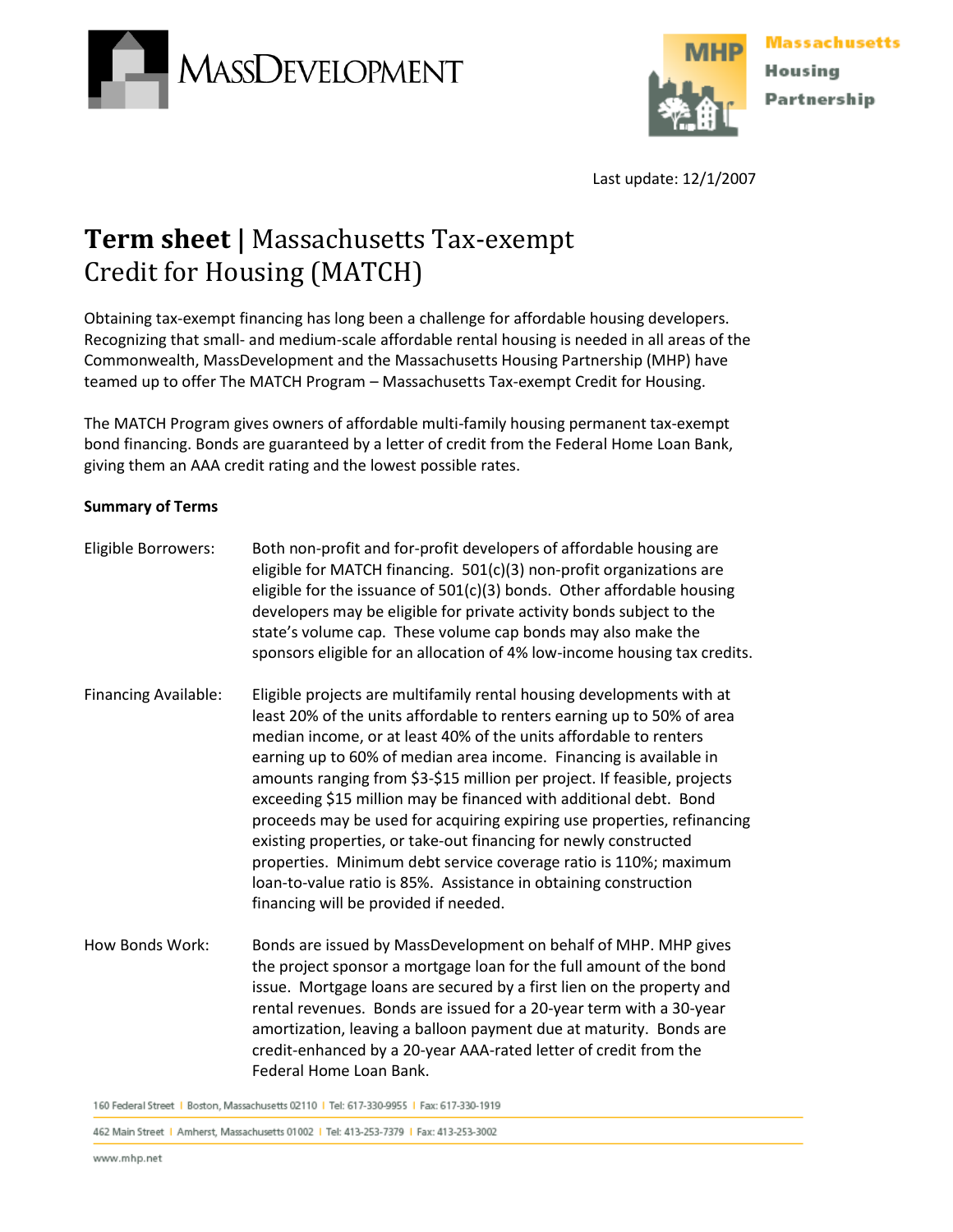MassDevelopment

MHP Massachusetts Housing Partnership

Last update: 12/1/2007

# Term sheet | Massachusetts Tax-exempt Credit for Housing (MATCH)

Obtaining tax-exempt financing has long been a challenge for affordable housing developers. Recognizing that small- and medium-scale affordable rental housing is needed in all areas of the Commonwealth, MassDevelopment and the Massachusetts Housing Partnership (MHP) have teamed up to offer The MATCH Program – Massachusetts Tax-exempt Credit for Housing.

The MATCH Program gives owners of affordable multi-family housing permanent tax-exempt bond financing. Bonds are guaranteed by a letter of credit from the Federal Home Loan Bank, giving them an AAA credit rating and the lowest possible rates.

**Summary of Terms**

Eligible Borrowers: Both non-profit and for-profit developers of affordable housing are eligible for MATCH financing. 501(c)(3) non-profit organizations are eligible for the issuance of 501(c)(3) bonds. Other affordable housing developers may be eligible for private activity bonds subject to the state's volume cap. These volume cap bonds may also make the sponsors eligible for an allocation of 4% low-income housing tax credits.

Financing Available: Eligible projects are multifamily rental housing developments with at least 20% of the units affordable to renters earning up to 50% of area median income, or at least 40% of the units affordable to renters earning up to 60% of median area income. Financing is available in amounts ranging from $3-$15 million per project. If feasible, projects exceeding $15 million may be financed with additional debt. Bond proceeds may be used for acquiring expiring use properties, refinancing existing properties, or take-out financing for newly constructed properties. Minimum debt service coverage ratio is 110%; maximum loan-to-value ratio is 85%. Assistance in obtaining construction financing will be provided if needed.

How Bonds Work: Bonds are issued by MassDevelopment on behalf of MHP. MHP gives the project sponsor a mortgage loan for the full amount of the bond issue. Mortgage loans are secured by a first lien on the property and rental revenues. Bonds are issued for a 20-year term with a 30-year amortization, leaving a balloon payment due at maturity. Bonds are credit-enhanced by a 20-year AAA-rated letter of credit from the Federal Home Loan Bank.

160 Federal Street | Boston, Massachusetts 02110 | Tel: 617-330-9955 | Fax: 617-330-1919

462 Main Street | Amherst, Massachusetts 01002 | Tel: 413-253-7379 | Fax: 413-253-3002

www.mhp.net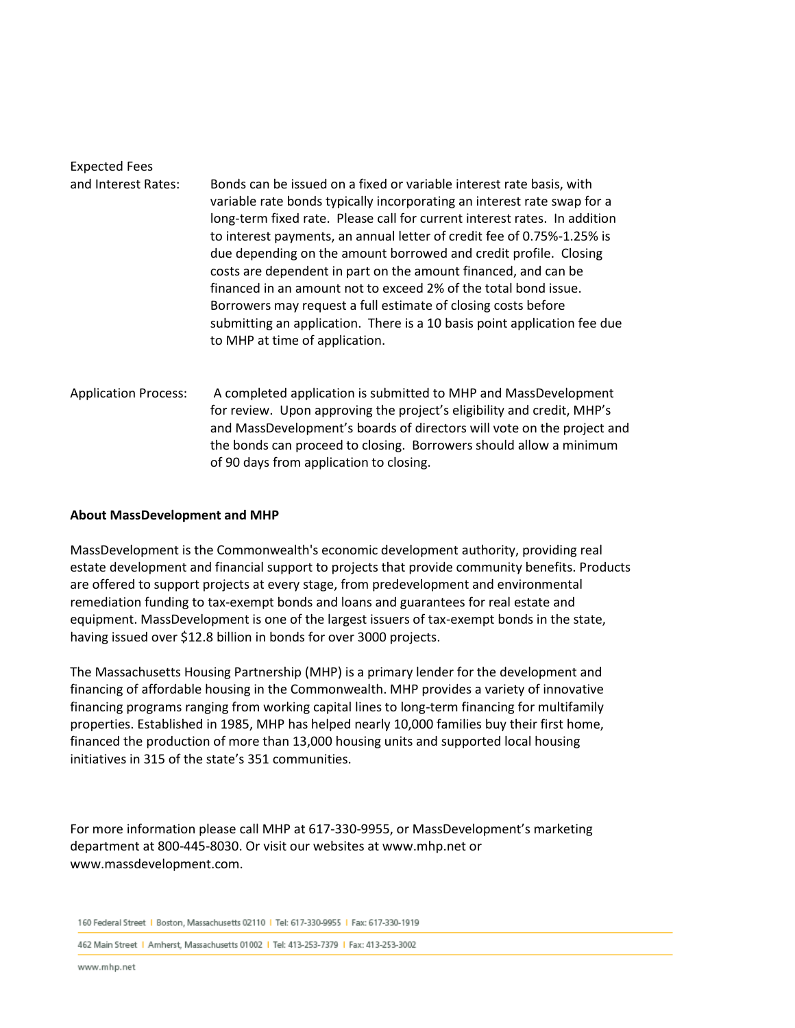Expected Fees and Interest Rates: Bonds can be issued on a fixed or variable interest rate basis, with variable rate bonds typically incorporating an interest rate swap for a long-term fixed rate. Please call for current interest rates. In addition to interest payments, an annual letter of credit fee of 0.75%-1.25% is due depending on the amount borrowed and credit profile. Closing costs are dependent in part on the amount financed, and can be financed in an amount not to exceed 2% of the total bond issue. Borrowers may request a full estimate of closing costs before submitting an application. There is a 10 basis point application fee due to MHP at time of application.

Application Process: A completed application is submitted to MHP and MassDevelopment for review. Upon approving the project's eligibility and credit, MHP's and MassDevelopment's boards of directors will vote on the project and the bonds can proceed to closing. Borrowers should allow a minimum of 90 days from application to closing.

**About MassDevelopment and MHP**

MassDevelopment is the Commonwealth's economic development authority, providing real estate development and financial support to projects that provide community benefits. Products are offered to support projects at every stage, from predevelopment and environmental remediation funding to tax-exempt bonds and loans and guarantees for real estate and equipment. MassDevelopment is one of the largest issuers of tax-exempt bonds in the state, having issued over $12.8 billion in bonds for over 3000 projects.

The Massachusetts Housing Partnership (MHP) is a primary lender for the development and financing of affordable housing in the Commonwealth. MHP provides a variety of innovative financing programs ranging from working capital lines to long-term financing for multifamily properties. Established in 1985, MHP has helped nearly 10,000 families buy their first home, financed the production of more than 13,000 housing units and supported local housing initiatives in 315 of the state's 351 communities.

For more information please call MHP at 617-330-9955, or MassDevelopment's marketing department at 800-445-8030. Or visit our websites at www.mhp.net or www.massdevelopment.com.

160 Federal Street | Boston, Massachusetts 02110 | Tel: 617-330-9955 | Fax: 617-330-1919

462 Main Street | Amherst, Massachusetts 01002 | Tel: 413-253-7379 | Fax: 413-253-3002

www.mhp.net